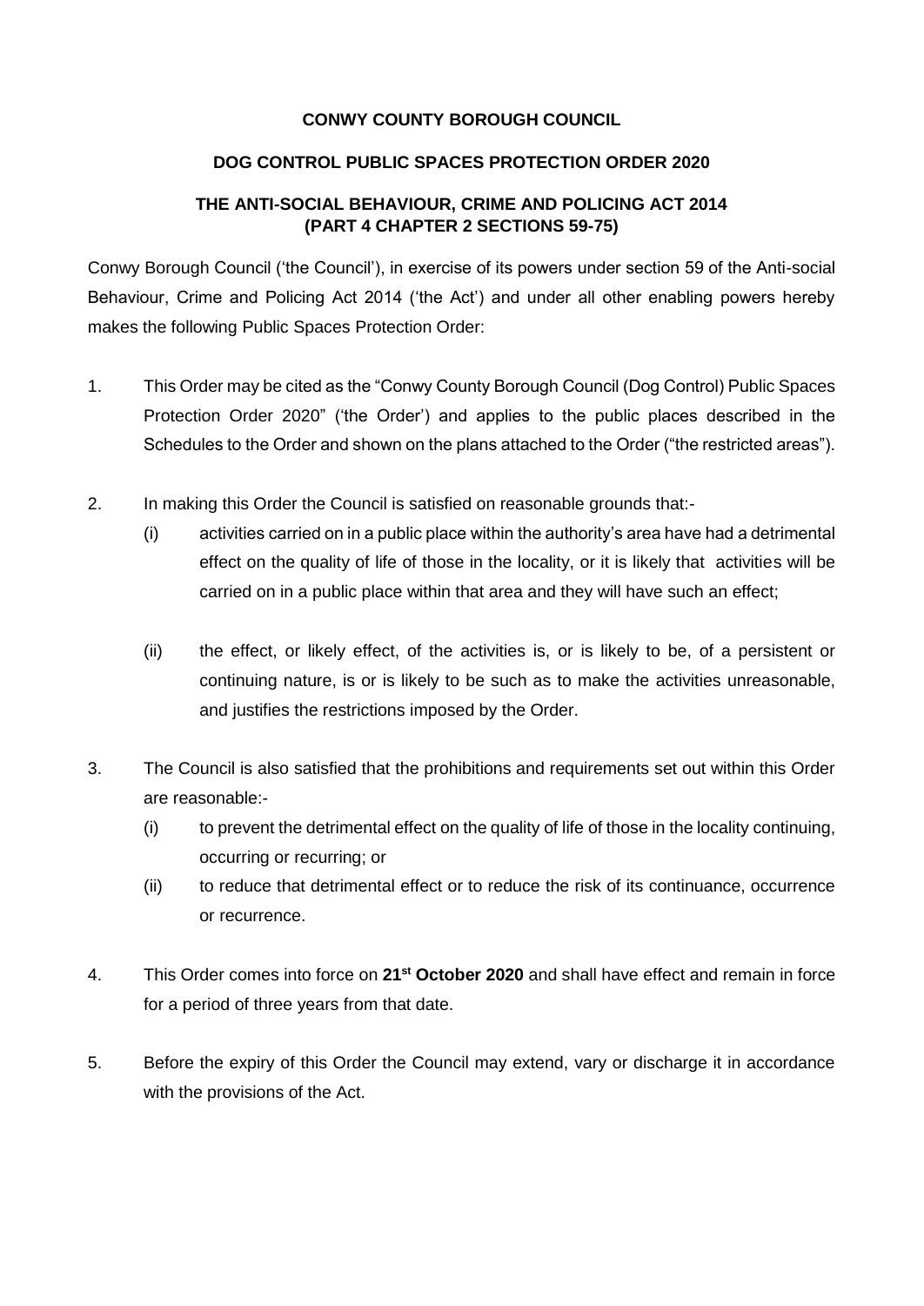**CONWY COUNTY BOROUGH COUNCIL**

**DOG CONTROL PUBLIC SPACES PROTECTION ORDER 2020**

**THE ANTI-SOCIAL BEHAVIOUR, CRIME AND POLICING ACT 2014 (PART 4 CHAPTER 2 SECTIONS 59-75)**

Conwy Borough Council ('the Council'), in exercise of its powers under section 59 of the Anti-social Behaviour, Crime and Policing Act 2014 ('the Act') and under all other enabling powers hereby makes the following Public Spaces Protection Order:

1. This Order may be cited as the "Conwy County Borough Council (Dog Control) Public Spaces Protection Order 2020" ('the Order') and applies to the public places described in the Schedules to the Order and shown on the plans attached to the Order ("the restricted areas").

2. In making this Order the Council is satisfied on reasonable grounds that:-
   - (i) activities carried on in a public place within the authority's area have had a detrimental effect on the quality of life of those in the locality, or it is likely that activities will be carried on in a public place within that area and they will have such an effect;
   - (ii) the effect, or likely effect, of the activities is, or is likely to be, of a persistent or continuing nature, is or is likely to be such as to make the activities unreasonable, and justifies the restrictions imposed by the Order.

3. The Council is also satisfied that the prohibitions and requirements set out within this Order are reasonable:-
   - (i) to prevent the detrimental effect on the quality of life of those in the locality continuing, occurring or recurring; or
   - (ii) to reduce that detrimental effect or to reduce the risk of its continuance, occurrence or recurrence.

4. This Order comes into force on **21st October 2020** and shall have effect and remain in force for a period of three years from that date.

5. Before the expiry of this Order the Council may extend, vary or discharge it in accordance with the provisions of the Act.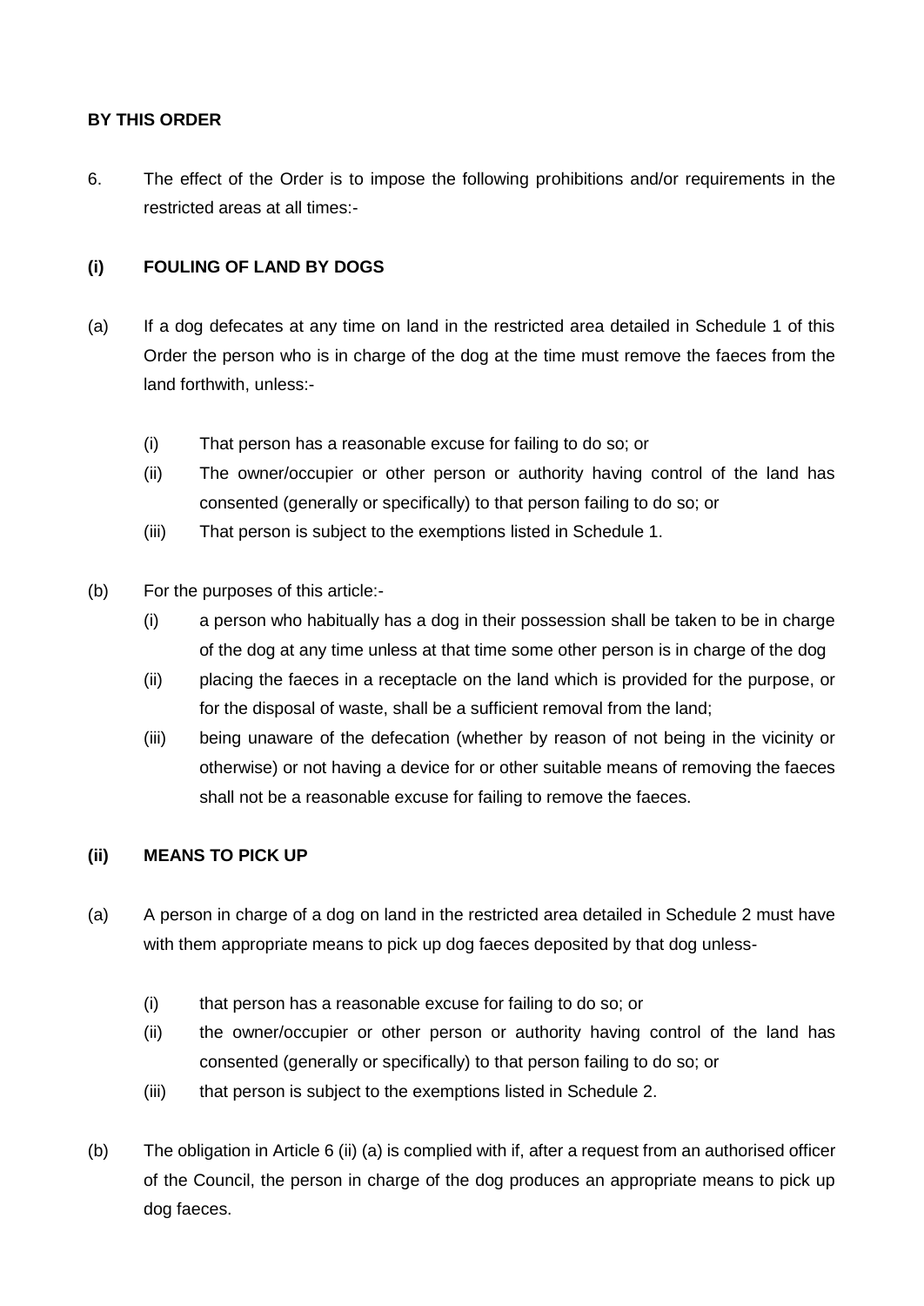**BY THIS ORDER**

6. The effect of the Order is to impose the following prohibitions and/or requirements in the restricted areas at all times:-

**(i) FOULING OF LAND BY DOGS**

(a) If a dog defecates at any time on land in the restricted area detailed in Schedule 1 of this Order the person who is in charge of the dog at the time must remove the faeces from the land forthwith, unless:-

  (i) That person has a reasonable excuse for failing to do so; or
  (ii) The owner/occupier or other person or authority having control of the land has consented (generally or specifically) to that person failing to do so; or
  (iii) That person is subject to the exemptions listed in Schedule 1.

(b) For the purposes of this article:-

  (i) a person who habitually has a dog in their possession shall be taken to be in charge of the dog at any time unless at that time some other person is in charge of the dog
  (ii) placing the faeces in a receptacle on the land which is provided for the purpose, or for the disposal of waste, shall be a sufficient removal from the land;
  (iii) being unaware of the defecation (whether by reason of not being in the vicinity or otherwise) or not having a device for or other suitable means of removing the faeces shall not be a reasonable excuse for failing to remove the faeces.

**(ii) MEANS TO PICK UP**

(a) A person in charge of a dog on land in the restricted area detailed in Schedule 2 must have with them appropriate means to pick up dog faeces deposited by that dog unless-

  (i) that person has a reasonable excuse for failing to do so; or
  (ii) the owner/occupier or other person or authority having control of the land has consented (generally or specifically) to that person failing to do so; or
  (iii) that person is subject to the exemptions listed in Schedule 2.

(b) The obligation in Article 6 (ii) (a) is complied with if, after a request from an authorised officer of the Council, the person in charge of the dog produces an appropriate means to pick up dog faeces.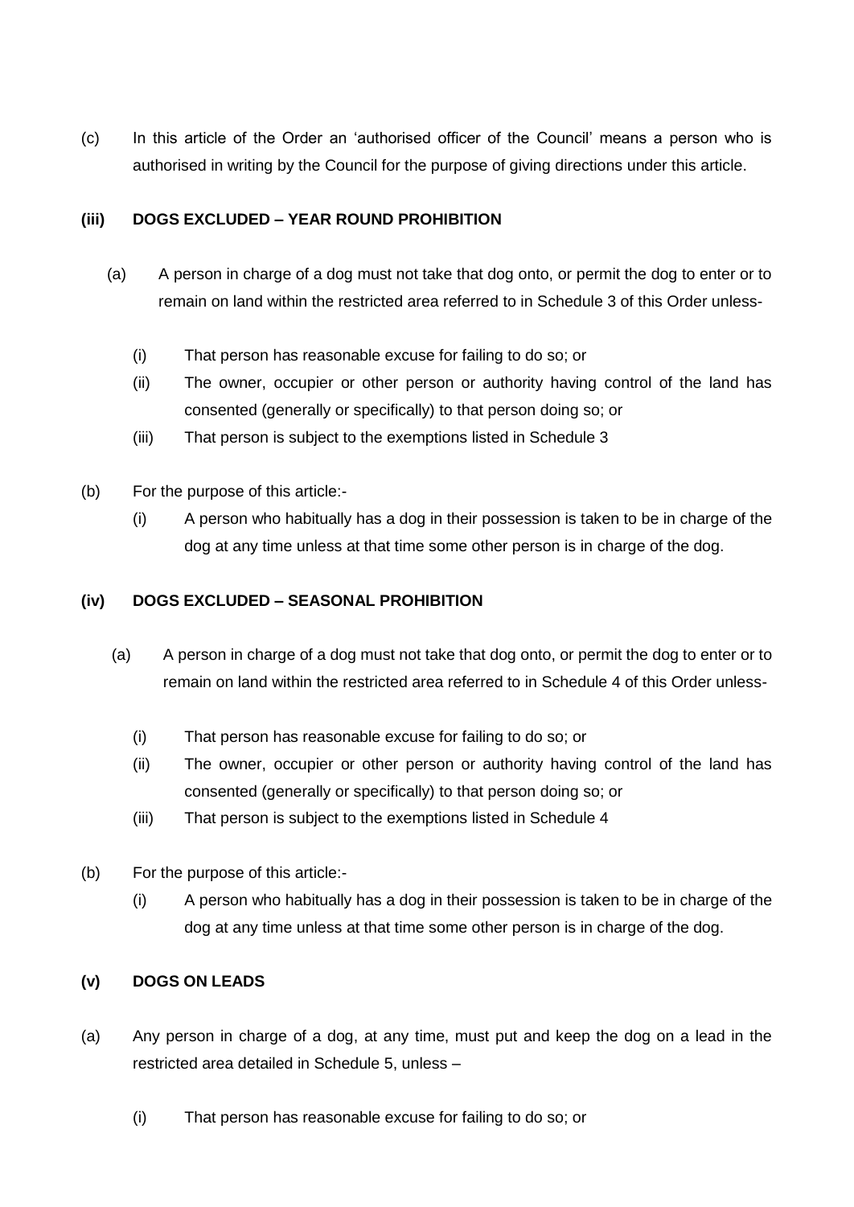(c) In this article of the Order an 'authorised officer of the Council' means a person who is authorised in writing by the Council for the purpose of giving directions under this article.

**(iii) DOGS EXCLUDED – YEAR ROUND PROHIBITION**

(a) A person in charge of a dog must not take that dog onto, or permit the dog to enter or to remain on land within the restricted area referred to in Schedule 3 of this Order unless-

- (i) That person has reasonable excuse for failing to do so; or
- (ii) The owner, occupier or other person or authority having control of the land has consented (generally or specifically) to that person doing so; or
- (iii) That person is subject to the exemptions listed in Schedule 3

(b) For the purpose of this article:-

- (i) A person who habitually has a dog in their possession is taken to be in charge of the dog at any time unless at that time some other person is in charge of the dog.

**(iv) DOGS EXCLUDED – SEASONAL PROHIBITION**

(a) A person in charge of a dog must not take that dog onto, or permit the dog to enter or to remain on land within the restricted area referred to in Schedule 4 of this Order unless-

- (i) That person has reasonable excuse for failing to do so; or
- (ii) The owner, occupier or other person or authority having control of the land has consented (generally or specifically) to that person doing so; or
- (iii) That person is subject to the exemptions listed in Schedule 4

(b) For the purpose of this article:-

- (i) A person who habitually has a dog in their possession is taken to be in charge of the dog at any time unless at that time some other person is in charge of the dog.

**(v) DOGS ON LEADS**

(a) Any person in charge of a dog, at any time, must put and keep the dog on a lead in the restricted area detailed in Schedule 5, unless –

- (i) That person has reasonable excuse for failing to do so; or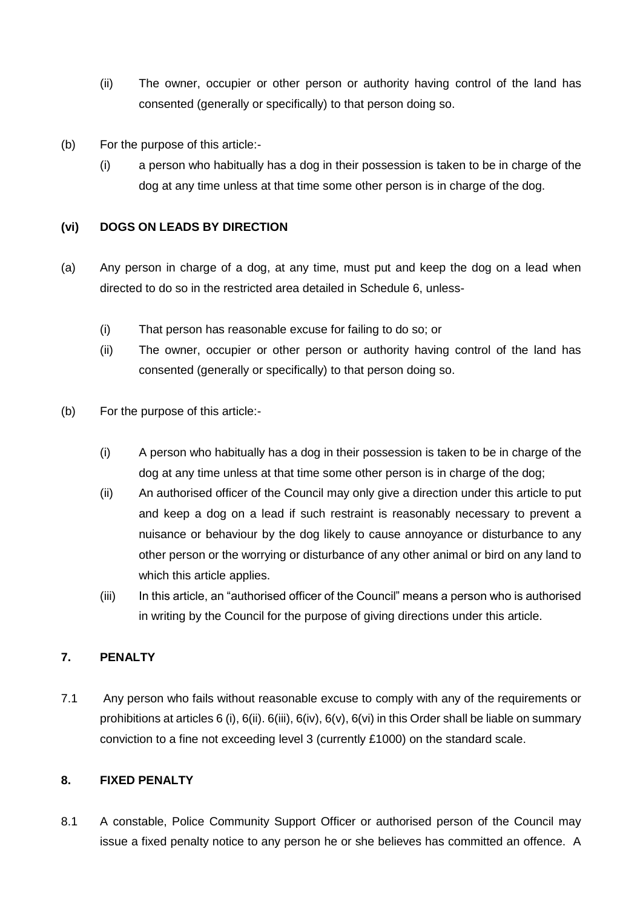(ii) The owner, occupier or other person or authority having control of the land has consented (generally or specifically) to that person doing so.

(b) For the purpose of this article:-

(i) a person who habitually has a dog in their possession is taken to be in charge of the dog at any time unless at that time some other person is in charge of the dog.

**(vi) DOGS ON LEADS BY DIRECTION**

(a) Any person in charge of a dog, at any time, must put and keep the dog on a lead when directed to do so in the restricted area detailed in Schedule 6, unless-

(i) That person has reasonable excuse for failing to do so; or

(ii) The owner, occupier or other person or authority having control of the land has consented (generally or specifically) to that person doing so.

(b) For the purpose of this article:-

(i) A person who habitually has a dog in their possession is taken to be in charge of the dog at any time unless at that time some other person is in charge of the dog;

(ii) An authorised officer of the Council may only give a direction under this article to put and keep a dog on a lead if such restraint is reasonably necessary to prevent a nuisance or behaviour by the dog likely to cause annoyance or disturbance to any other person or the worrying or disturbance of any other animal or bird on any land to which this article applies.

(iii) In this article, an "authorised officer of the Council" means a person who is authorised in writing by the Council for the purpose of giving directions under this article.

**7. PENALTY**

7.1 Any person who fails without reasonable excuse to comply with any of the requirements or prohibitions at articles 6 (i), 6(ii). 6(iii), 6(iv), 6(v), 6(vi) in this Order shall be liable on summary conviction to a fine not exceeding level 3 (currently £1000) on the standard scale.

**8. FIXED PENALTY**

8.1 A constable, Police Community Support Officer or authorised person of the Council may issue a fixed penalty notice to any person he or she believes has committed an offence. A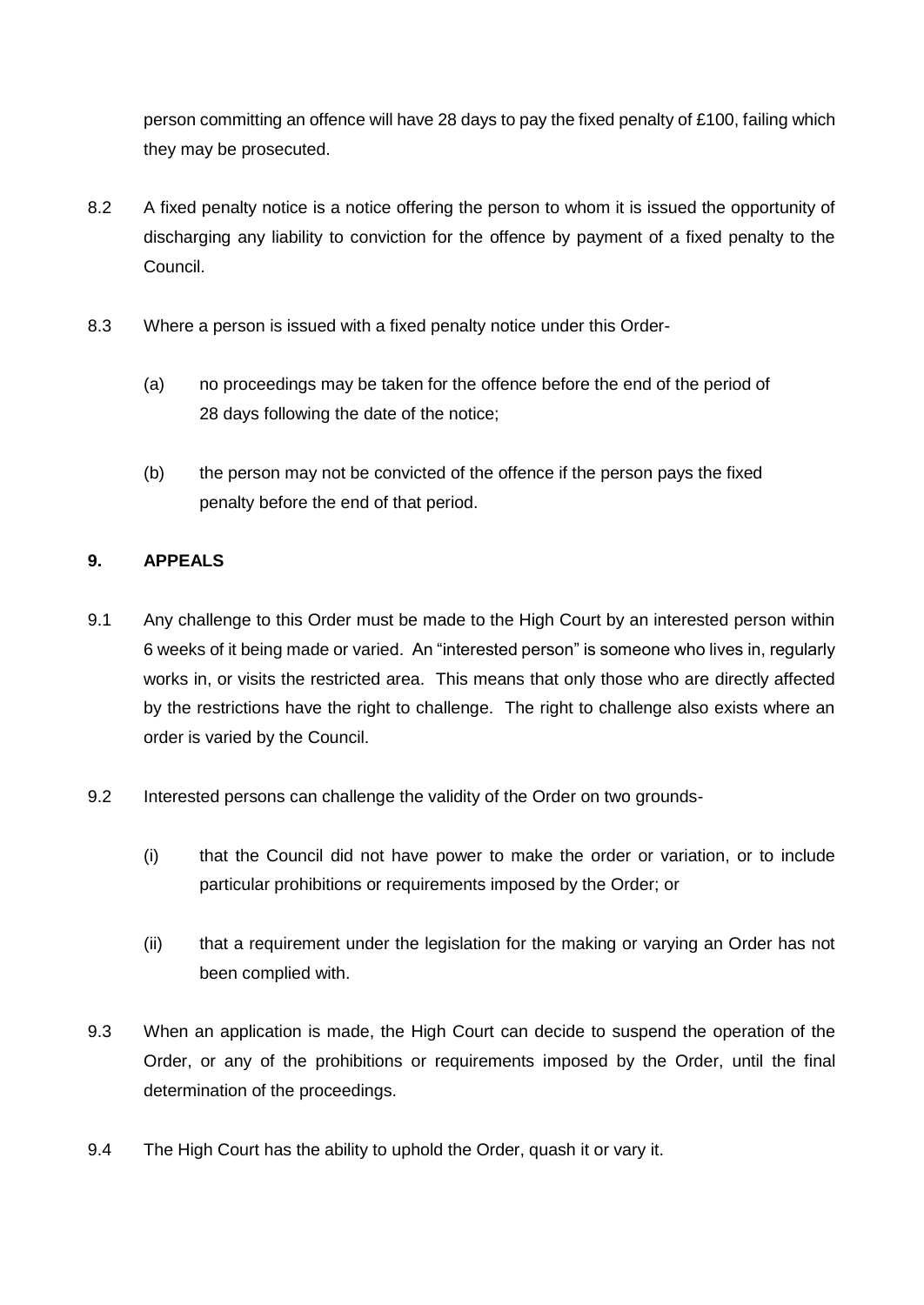person committing an offence will have 28 days to pay the fixed penalty of £100, failing which they may be prosecuted.

8.2 A fixed penalty notice is a notice offering the person to whom it is issued the opportunity of discharging any liability to conviction for the offence by payment of a fixed penalty to the Council.

8.3 Where a person is issued with a fixed penalty notice under this Order-

(a) no proceedings may be taken for the offence before the end of the period of 28 days following the date of the notice;

(b) the person may not be convicted of the offence if the person pays the fixed penalty before the end of that period.

## 9. APPEALS

9.1 Any challenge to this Order must be made to the High Court by an interested person within 6 weeks of it being made or varied. An "interested person" is someone who lives in, regularly works in, or visits the restricted area. This means that only those who are directly affected by the restrictions have the right to challenge. The right to challenge also exists where an order is varied by the Council.

9.2 Interested persons can challenge the validity of the Order on two grounds-

(i) that the Council did not have power to make the order or variation, or to include particular prohibitions or requirements imposed by the Order; or

(ii) that a requirement under the legislation for the making or varying an Order has not been complied with.

9.3 When an application is made, the High Court can decide to suspend the operation of the Order, or any of the prohibitions or requirements imposed by the Order, until the final determination of the proceedings.

9.4 The High Court has the ability to uphold the Order, quash it or vary it.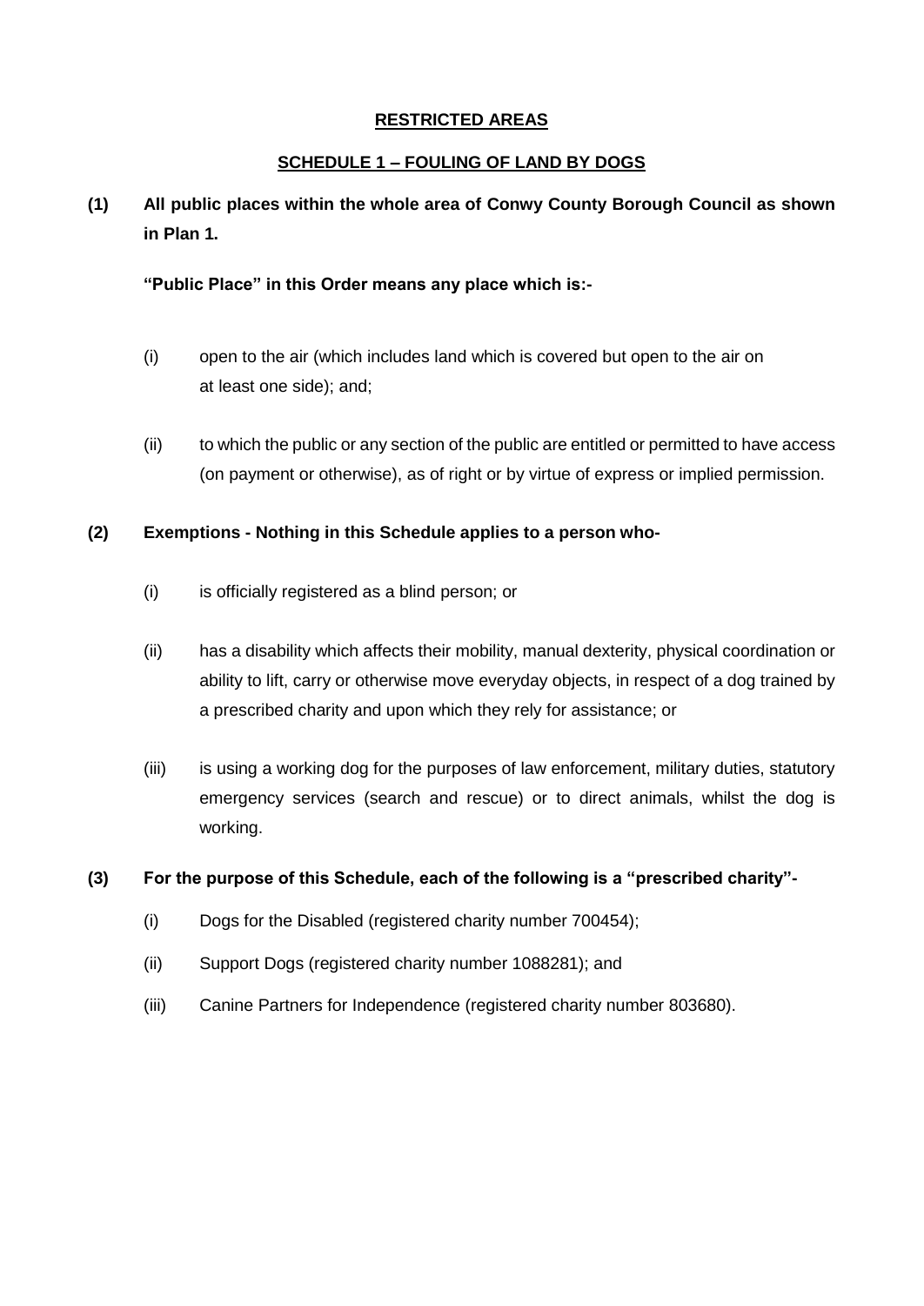## RESTRICTED AREAS

## SCHEDULE 1 – FOULING OF LAND BY DOGS

**(1) All public places within the whole area of Conwy County Borough Council as shown in Plan 1.**

**"Public Place" in this Order means any place which is:-**

(i) open to the air (which includes land which is covered but open to the air on at least one side); and;

(ii) to which the public or any section of the public are entitled or permitted to have access (on payment or otherwise), as of right or by virtue of express or implied permission.

**(2) Exemptions - Nothing in this Schedule applies to a person who-**

(i) is officially registered as a blind person; or

(ii) has a disability which affects their mobility, manual dexterity, physical coordination or ability to lift, carry or otherwise move everyday objects, in respect of a dog trained by a prescribed charity and upon which they rely for assistance; or

(iii) is using a working dog for the purposes of law enforcement, military duties, statutory emergency services (search and rescue) or to direct animals, whilst the dog is working.

**(3) For the purpose of this Schedule, each of the following is a "prescribed charity"-**

(i) Dogs for the Disabled (registered charity number 700454);

(ii) Support Dogs (registered charity number 1088281); and

(iii) Canine Partners for Independence (registered charity number 803680).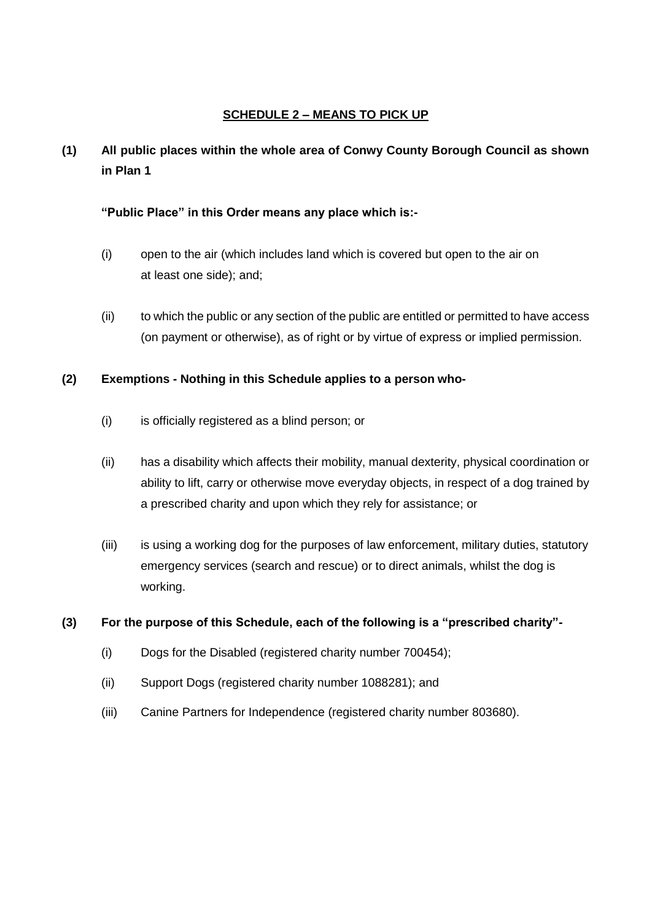## SCHEDULE 2 – MEANS TO PICK UP

**(1) All public places within the whole area of Conwy County Borough Council as shown in Plan 1**

**"Public Place" in this Order means any place which is:-**

(i) open to the air (which includes land which is covered but open to the air on at least one side); and;

(ii) to which the public or any section of the public are entitled or permitted to have access (on payment or otherwise), as of right or by virtue of express or implied permission.

**(2) Exemptions - Nothing in this Schedule applies to a person who-**

(i) is officially registered as a blind person; or

(ii) has a disability which affects their mobility, manual dexterity, physical coordination or ability to lift, carry or otherwise move everyday objects, in respect of a dog trained by a prescribed charity and upon which they rely for assistance; or

(iii) is using a working dog for the purposes of law enforcement, military duties, statutory emergency services (search and rescue) or to direct animals, whilst the dog is working.

**(3) For the purpose of this Schedule, each of the following is a "prescribed charity"-**

(i) Dogs for the Disabled (registered charity number 700454);

(ii) Support Dogs (registered charity number 1088281); and

(iii) Canine Partners for Independence (registered charity number 803680).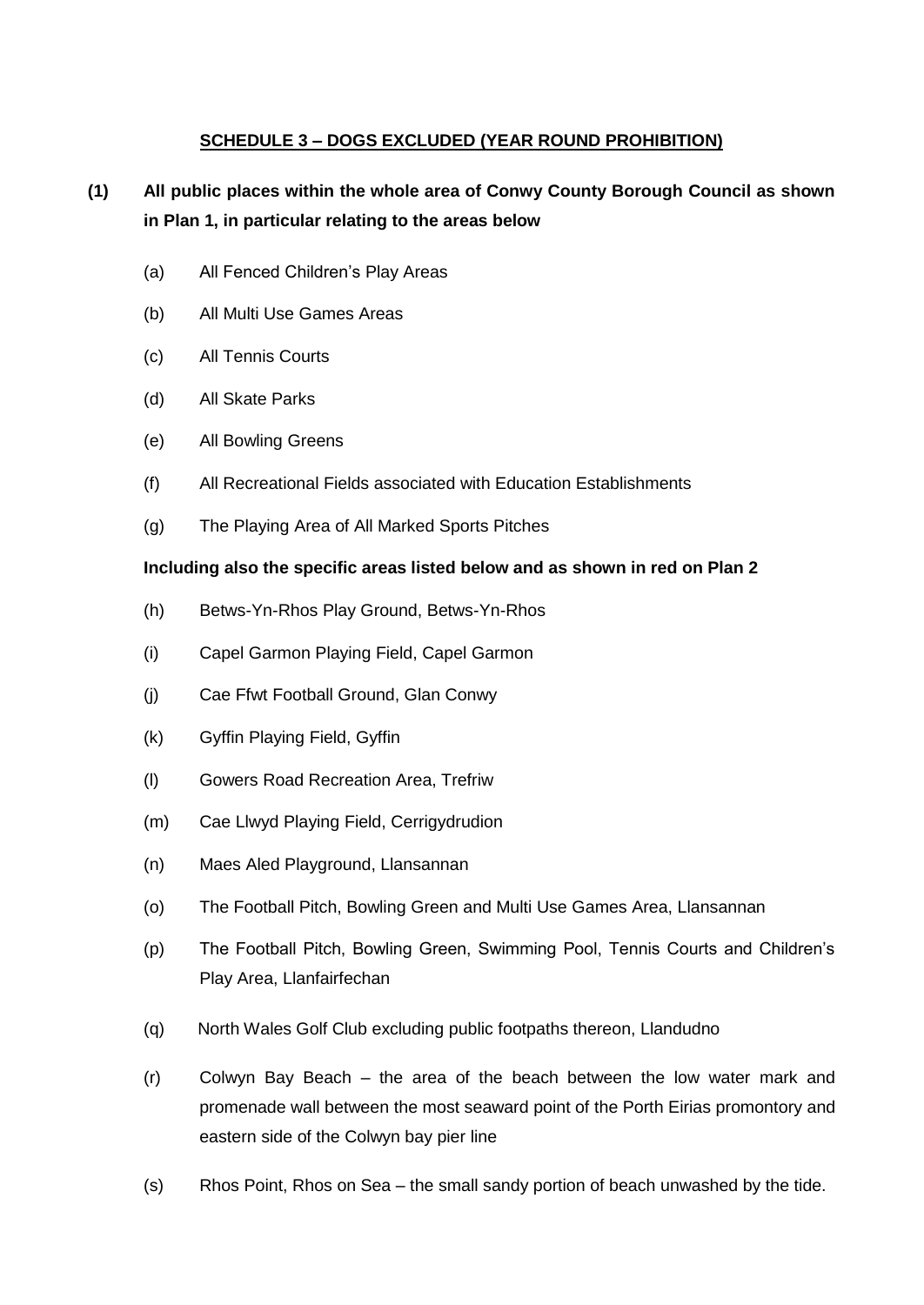## SCHEDULE 3 – DOGS EXCLUDED (YEAR ROUND PROHIBITION)

**(1) All public places within the whole area of Conwy County Borough Council as shown in Plan 1, in particular relating to the areas below**

(a) All Fenced Children's Play Areas

(b) All Multi Use Games Areas

(c) All Tennis Courts

(d) All Skate Parks

(e) All Bowling Greens

(f) All Recreational Fields associated with Education Establishments

(g) The Playing Area of All Marked Sports Pitches

**Including also the specific areas listed below and as shown in red on Plan 2**

(h) Betws-Yn-Rhos Play Ground, Betws-Yn-Rhos

(i) Capel Garmon Playing Field, Capel Garmon

(j) Cae Ffwt Football Ground, Glan Conwy

(k) Gyffin Playing Field, Gyffin

(l) Gowers Road Recreation Area, Trefriw

(m) Cae Llwyd Playing Field, Cerrigydrudion

(n) Maes Aled Playground, Llansannan

(o) The Football Pitch, Bowling Green and Multi Use Games Area, Llansannan

(p) The Football Pitch, Bowling Green, Swimming Pool, Tennis Courts and Children's Play Area, Llanfairfechan

(q) North Wales Golf Club excluding public footpaths thereon, Llandudno

(r) Colwyn Bay Beach – the area of the beach between the low water mark and promenade wall between the most seaward point of the Porth Eirias promontory and eastern side of the Colwyn bay pier line

(s) Rhos Point, Rhos on Sea – the small sandy portion of beach unwashed by the tide.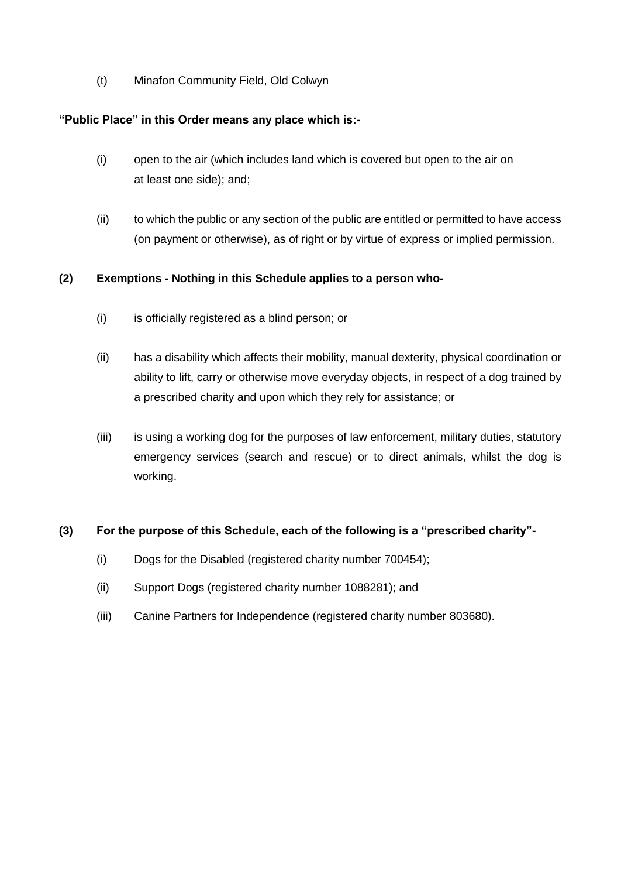(t) Minafon Community Field, Old Colwyn

**"Public Place" in this Order means any place which is:-**

(i) open to the air (which includes land which is covered but open to the air on at least one side); and;

(ii) to which the public or any section of the public are entitled or permitted to have access (on payment or otherwise), as of right or by virtue of express or implied permission.

**(2) Exemptions - Nothing in this Schedule applies to a person who-**

(i) is officially registered as a blind person; or

(ii) has a disability which affects their mobility, manual dexterity, physical coordination or ability to lift, carry or otherwise move everyday objects, in respect of a dog trained by a prescribed charity and upon which they rely for assistance; or

(iii) is using a working dog for the purposes of law enforcement, military duties, statutory emergency services (search and rescue) or to direct animals, whilst the dog is working.

**(3) For the purpose of this Schedule, each of the following is a "prescribed charity"-**

(i) Dogs for the Disabled (registered charity number 700454);

(ii) Support Dogs (registered charity number 1088281); and

(iii) Canine Partners for Independence (registered charity number 803680).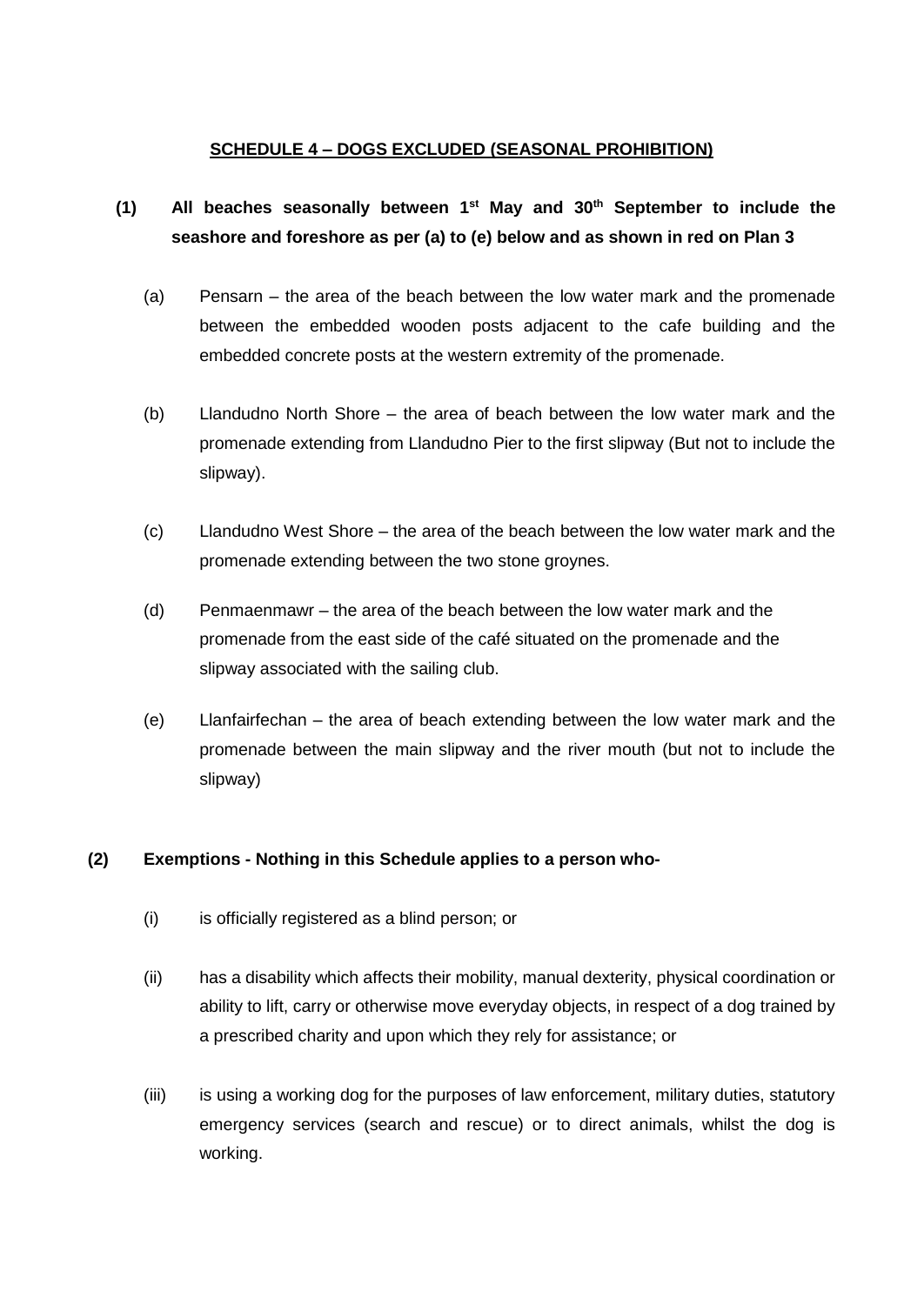## SCHEDULE 4 – DOGS EXCLUDED (SEASONAL PROHIBITION)

**(1) All beaches seasonally between 1st May and 30th September to include the seashore and foreshore as per (a) to (e) below and as shown in red on Plan 3**

(a) Pensarn – the area of the beach between the low water mark and the promenade between the embedded wooden posts adjacent to the cafe building and the embedded concrete posts at the western extremity of the promenade.

(b) Llandudno North Shore – the area of beach between the low water mark and the promenade extending from Llandudno Pier to the first slipway (But not to include the slipway).

(c) Llandudno West Shore – the area of the beach between the low water mark and the promenade extending between the two stone groynes.

(d) Penmaenmawr – the area of the beach between the low water mark and the promenade from the east side of the café situated on the promenade and the slipway associated with the sailing club.

(e) Llanfairfechan – the area of beach extending between the low water mark and the promenade between the main slipway and the river mouth (but not to include the slipway)

**(2) Exemptions - Nothing in this Schedule applies to a person who-**

(i) is officially registered as a blind person; or

(ii) has a disability which affects their mobility, manual dexterity, physical coordination or ability to lift, carry or otherwise move everyday objects, in respect of a dog trained by a prescribed charity and upon which they rely for assistance; or

(iii) is using a working dog for the purposes of law enforcement, military duties, statutory emergency services (search and rescue) or to direct animals, whilst the dog is working.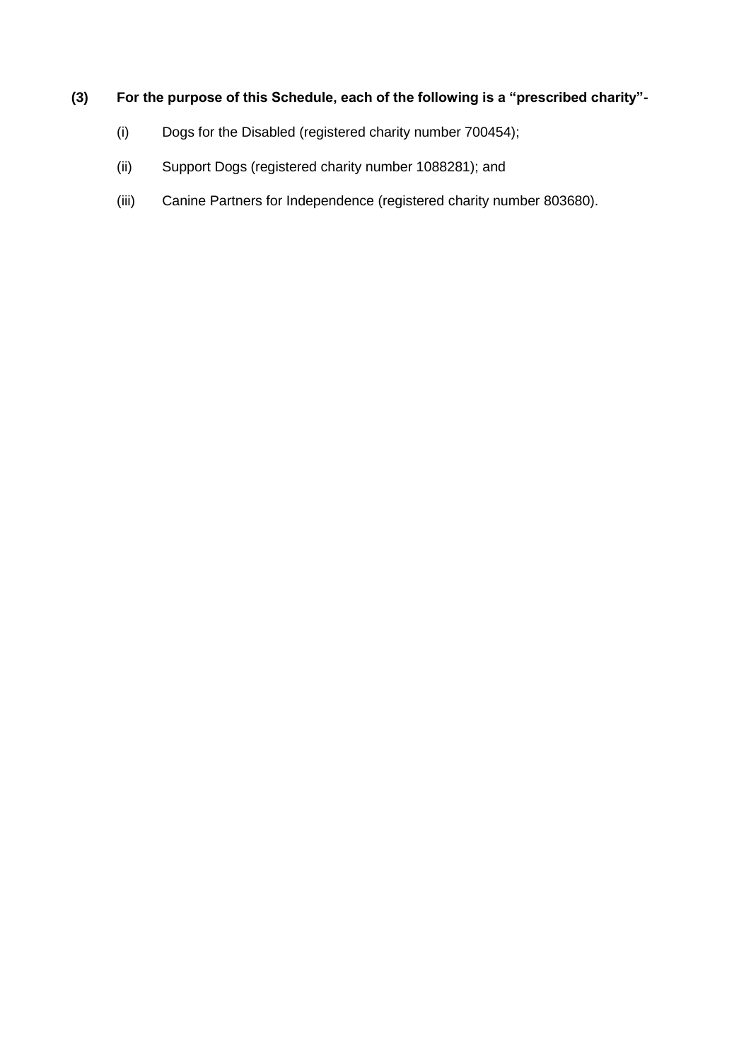**(3) For the purpose of this Schedule, each of the following is a "prescribed charity"-**

(i) Dogs for the Disabled (registered charity number 700454);

(ii) Support Dogs (registered charity number 1088281); and

(iii) Canine Partners for Independence (registered charity number 803680).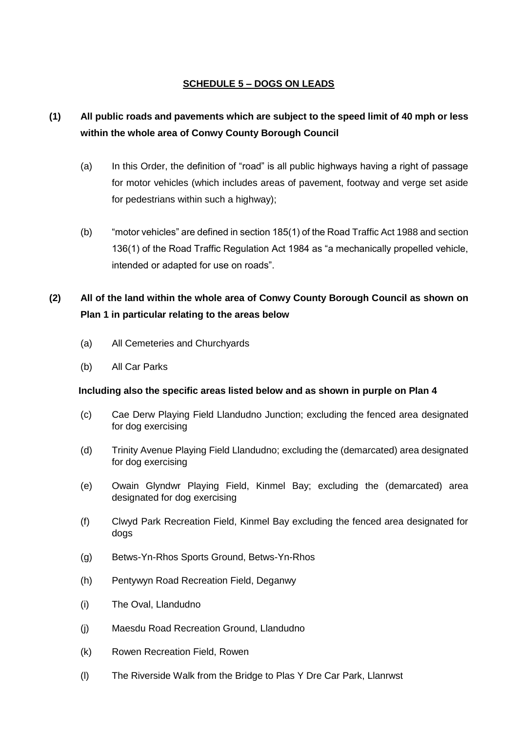## SCHEDULE 5 – DOGS ON LEADS

**(1) All public roads and pavements which are subject to the speed limit of 40 mph or less within the whole area of Conwy County Borough Council**

(a) In this Order, the definition of "road" is all public highways having a right of passage for motor vehicles (which includes areas of pavement, footway and verge set aside for pedestrians within such a highway);

(b) "motor vehicles" are defined in section 185(1) of the Road Traffic Act 1988 and section 136(1) of the Road Traffic Regulation Act 1984 as "a mechanically propelled vehicle, intended or adapted for use on roads".

**(2) All of the land within the whole area of Conwy County Borough Council as shown on Plan 1 in particular relating to the areas below**

(a) All Cemeteries and Churchyards

(b) All Car Parks

**Including also the specific areas listed below and as shown in purple on Plan 4**

(c) Cae Derw Playing Field Llandudno Junction; excluding the fenced area designated for dog exercising

(d) Trinity Avenue Playing Field Llandudno; excluding the (demarcated) area designated for dog exercising

(e) Owain Glyndwr Playing Field, Kinmel Bay; excluding the (demarcated) area designated for dog exercising

(f) Clwyd Park Recreation Field, Kinmel Bay excluding the fenced area designated for dogs

(g) Betws-Yn-Rhos Sports Ground, Betws-Yn-Rhos

(h) Pentywyn Road Recreation Field, Deganwy

(i) The Oval, Llandudno

(j) Maesdu Road Recreation Ground, Llandudno

(k) Rowen Recreation Field, Rowen

(l) The Riverside Walk from the Bridge to Plas Y Dre Car Park, Llanrwst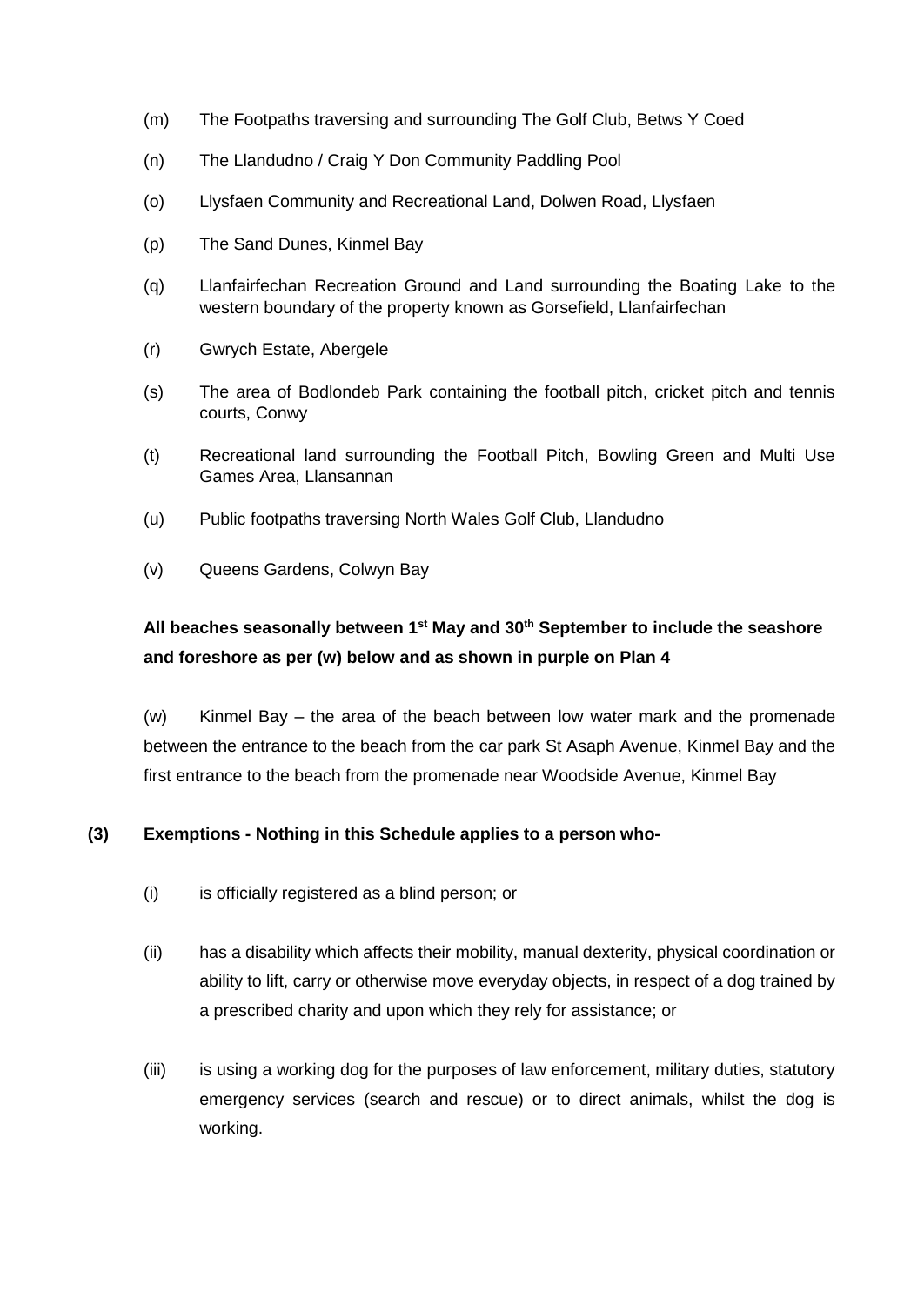(m) The Footpaths traversing and surrounding The Golf Club, Betws Y Coed

(n) The Llandudno / Craig Y Don Community Paddling Pool

(o) Llysfaen Community and Recreational Land, Dolwen Road, Llysfaen

(p) The Sand Dunes, Kinmel Bay

(q) Llanfairfechan Recreation Ground and Land surrounding the Boating Lake to the western boundary of the property known as Gorsefield, Llanfairfechan

(r) Gwrych Estate, Abergele

(s) The area of Bodlondeb Park containing the football pitch, cricket pitch and tennis courts, Conwy

(t) Recreational land surrounding the Football Pitch, Bowling Green and Multi Use Games Area, Llansannan

(u) Public footpaths traversing North Wales Golf Club, Llandudno

(v) Queens Gardens, Colwyn Bay

**All beaches seasonally between 1st May and 30th September to include the seashore and foreshore as per (w) below and as shown in purple on Plan 4**

(w) Kinmel Bay – the area of the beach between low water mark and the promenade between the entrance to the beach from the car park St Asaph Avenue, Kinmel Bay and the first entrance to the beach from the promenade near Woodside Avenue, Kinmel Bay

**(3) Exemptions - Nothing in this Schedule applies to a person who-**

(i) is officially registered as a blind person; or

(ii) has a disability which affects their mobility, manual dexterity, physical coordination or ability to lift, carry or otherwise move everyday objects, in respect of a dog trained by a prescribed charity and upon which they rely for assistance; or

(iii) is using a working dog for the purposes of law enforcement, military duties, statutory emergency services (search and rescue) or to direct animals, whilst the dog is working.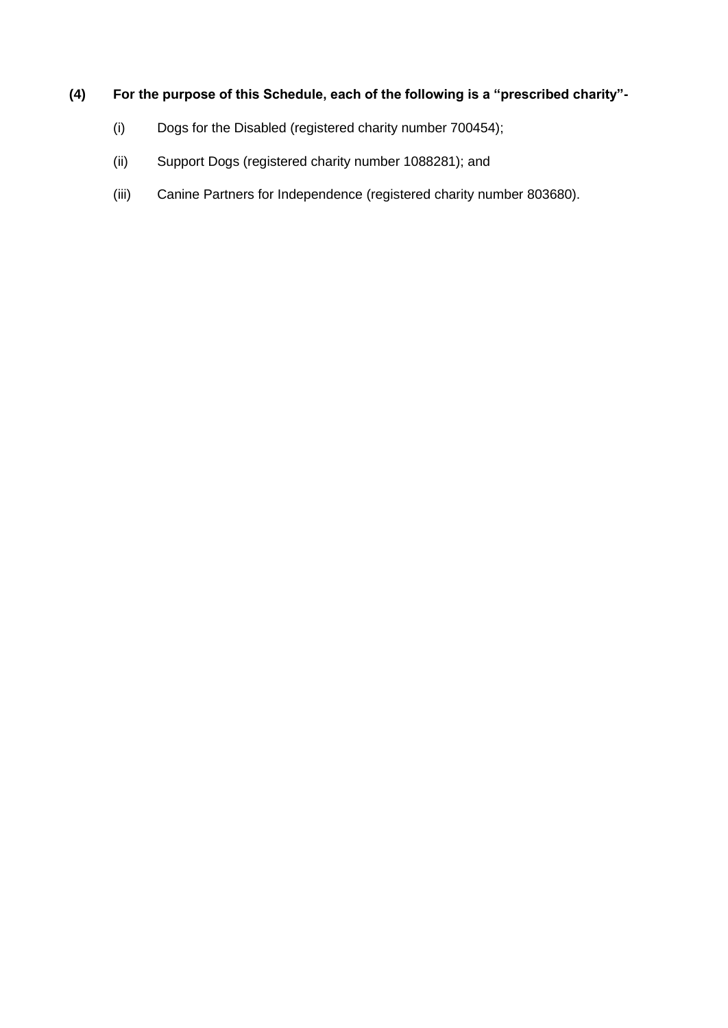**(4) For the purpose of this Schedule, each of the following is a "prescribed charity"-**

(i) Dogs for the Disabled (registered charity number 700454);

(ii) Support Dogs (registered charity number 1088281); and

(iii) Canine Partners for Independence (registered charity number 803680).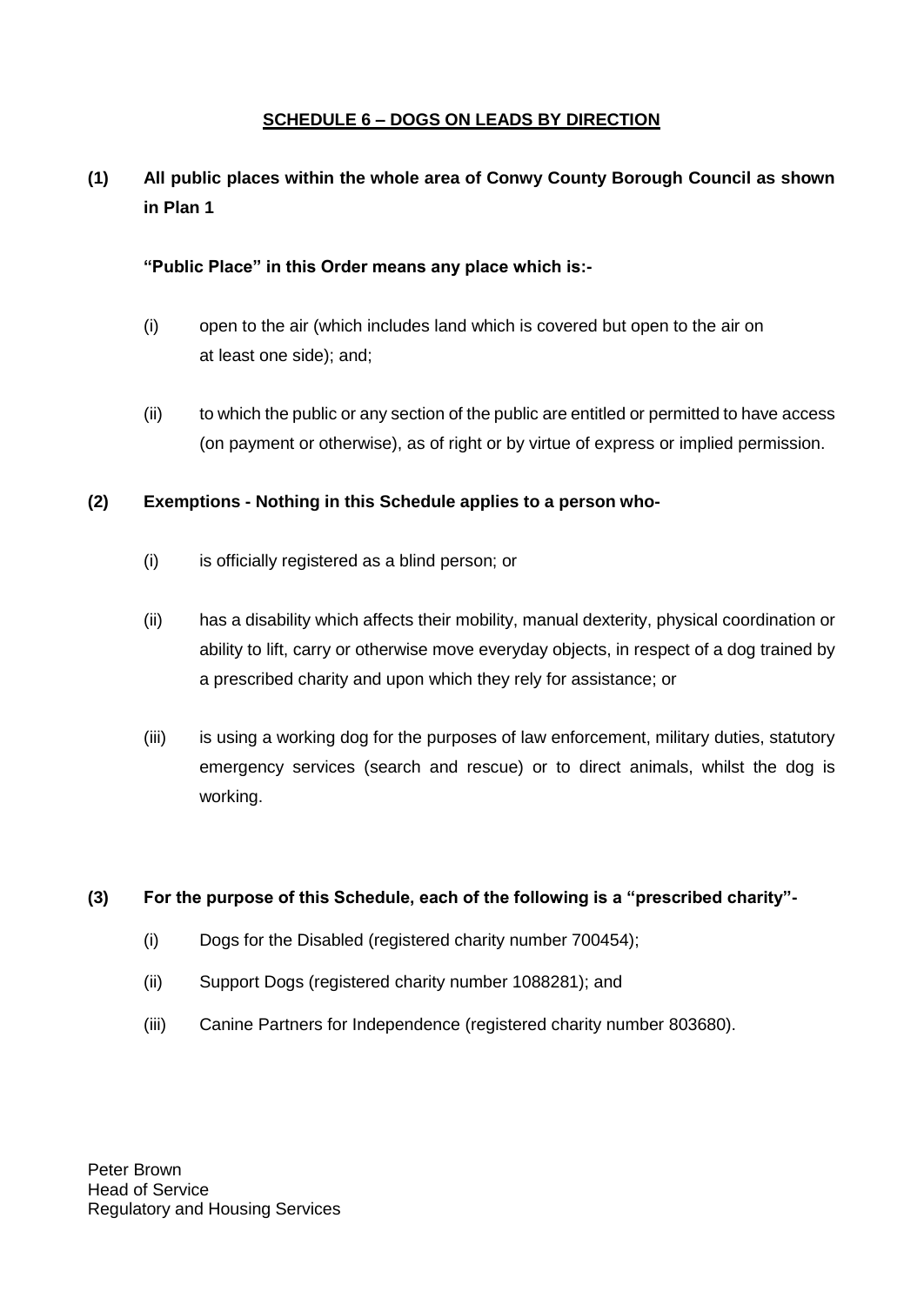## SCHEDULE 6 – DOGS ON LEADS BY DIRECTION

**(1) All public places within the whole area of Conwy County Borough Council as shown in Plan 1**

**"Public Place" in this Order means any place which is:-**

(i) open to the air (which includes land which is covered but open to the air on at least one side); and;

(ii) to which the public or any section of the public are entitled or permitted to have access (on payment or otherwise), as of right or by virtue of express or implied permission.

**(2) Exemptions - Nothing in this Schedule applies to a person who-**

(i) is officially registered as a blind person; or

(ii) has a disability which affects their mobility, manual dexterity, physical coordination or ability to lift, carry or otherwise move everyday objects, in respect of a dog trained by a prescribed charity and upon which they rely for assistance; or

(iii) is using a working dog for the purposes of law enforcement, military duties, statutory emergency services (search and rescue) or to direct animals, whilst the dog is working.

**(3) For the purpose of this Schedule, each of the following is a "prescribed charity"-**

(i) Dogs for the Disabled (registered charity number 700454);

(ii) Support Dogs (registered charity number 1088281); and

(iii) Canine Partners for Independence (registered charity number 803680).

Peter Brown
Head of Service
Regulatory and Housing Services